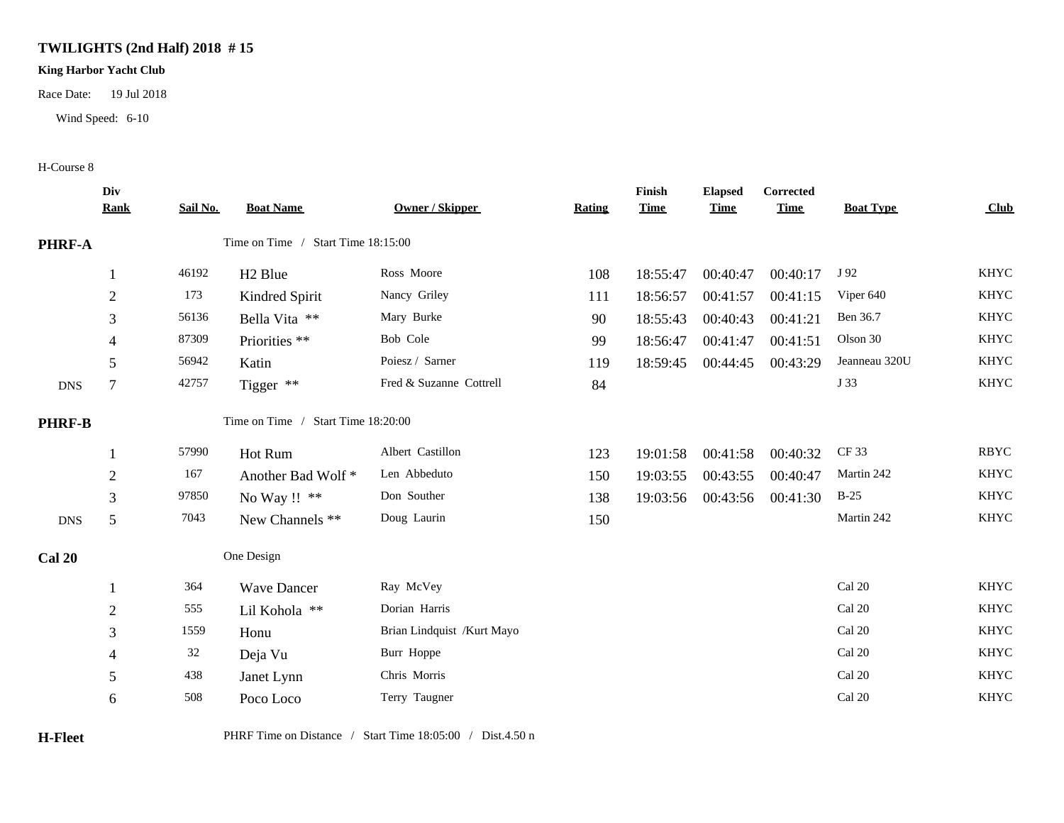**TWILIGHTS (2nd Half) 2018 # 15**

**King Harbor Yacht Club**

Race Date: 19 Jul 2018

Wind Speed: 6-10

H-Course 8

| | Div Rank | Sail No. | Boat Name | Owner / Skipper | Rating | Finish Time | Elapsed Time | Corrected Time | Boat Type | Club |
|---|---|---|---|---|---|---|---|---|---|---|
| **PHRF-A** | | | Time on Time / Start Time 18:15:00 | | | | | | | |
| | 1 | 46192 | H2 Blue | Ross Moore | 108 | 18:55:47 | 00:40:47 | 00:40:17 | J 92 | KHYC |
| | 2 | 173 | Kindred Spirit | Nancy Griley | 111 | 18:56:57 | 00:41:57 | 00:41:15 | Viper 640 | KHYC |
| | 3 | 56136 | Bella Vita ** | Mary Burke | 90 | 18:55:43 | 00:40:43 | 00:41:21 | Ben 36.7 | KHYC |
| | 4 | 87309 | Priorities ** | Bob Cole | 99 | 18:56:47 | 00:41:47 | 00:41:51 | Olson 30 | KHYC |
| | 5 | 56942 | Katin | Poiesz / Sarner | 119 | 18:59:45 | 00:44:45 | 00:43:29 | Jeanneau 320U | KHYC |
| DNS | 7 | 42757 | Tigger ** | Fred & Suzanne Cottrell | 84 | | | | J 33 | KHYC |
| **PHRF-B** | | | Time on Time / Start Time 18:20:00 | | | | | | | |
| | 1 | 57990 | Hot Rum | Albert Castillon | 123 | 19:01:58 | 00:41:58 | 00:40:32 | CF 33 | RBYC |
| | 2 | 167 | Another Bad Wolf * | Len Abbeduto | 150 | 19:03:55 | 00:43:55 | 00:40:47 | Martin 242 | KHYC |
| | 3 | 97850 | No Way !! ** | Don Souther | 138 | 19:03:56 | 00:43:56 | 00:41:30 | B-25 | KHYC |
| DNS | 5 | 7043 | New Channels ** | Doug Laurin | 150 | | | | Martin 242 | KHYC |
| **Cal 20** | | | One Design | | | | | | | |
| | 1 | 364 | Wave Dancer | Ray McVey | | | | | Cal 20 | KHYC |
| | 2 | 555 | Lil Kohola ** | Dorian Harris | | | | | Cal 20 | KHYC |
| | 3 | 1559 | Honu | Brian Lindquist /Kurt Mayo | | | | | Cal 20 | KHYC |
| | 4 | 32 | Deja Vu | Burr Hoppe | | | | | Cal 20 | KHYC |
| | 5 | 438 | Janet Lynn | Chris Morris | | | | | Cal 20 | KHYC |
| | 6 | 508 | Poco Loco | Terry Taugner | | | | | Cal 20 | KHYC |
| **H-Fleet** | | | PHRF Time on Distance / Start Time 18:05:00 / Dist.4.50 n | | | | | | | |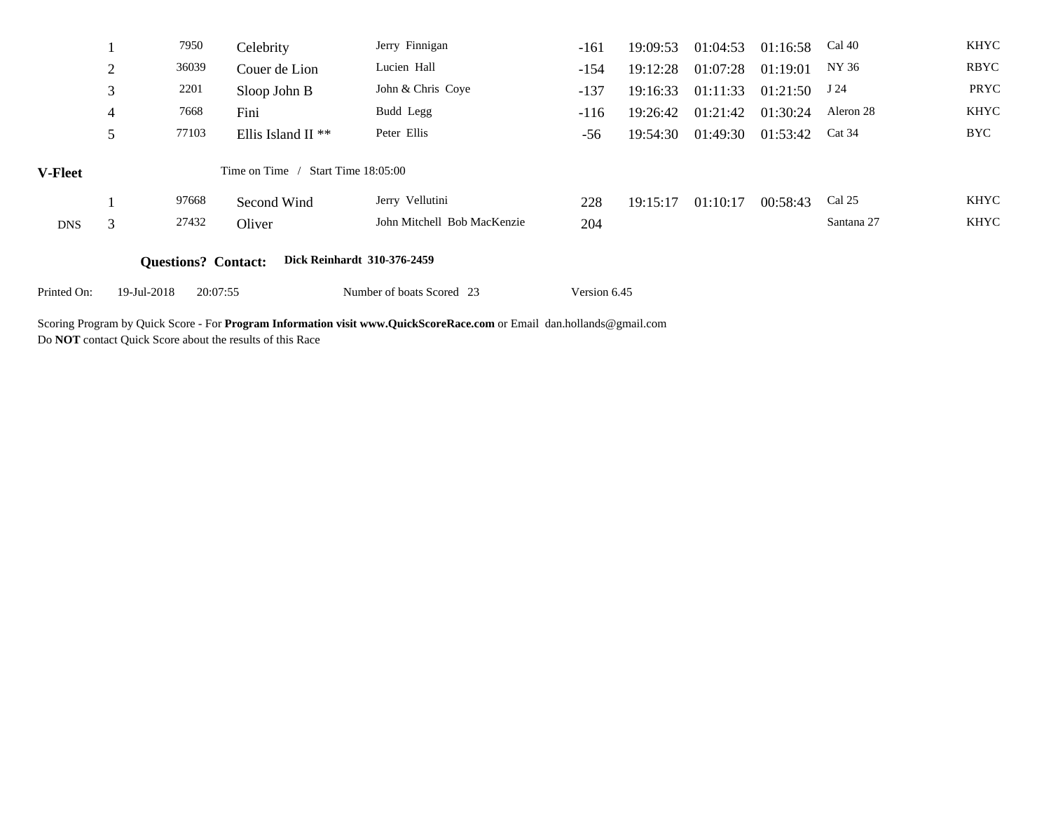| | | | | | | | | | | |
|---|---|---|---|---|---|---|---|---|---|---|
| | 1 | 7950 | Celebrity | Jerry Finnigan | -161 | 19:09:53 | 01:04:53 | 01:16:58 | Cal 40 | KHYC |
| | 2 | 36039 | Couer de Lion | Lucien Hall | -154 | 19:12:28 | 01:07:28 | 01:19:01 | NY 36 | RBYC |
| | 3 | 2201 | Sloop John B | John & Chris Coye | -137 | 19:16:33 | 01:11:33 | 01:21:50 | J 24 | PRYC |
| | 4 | 7668 | Fini | Budd Legg | -116 | 19:26:42 | 01:21:42 | 01:30:24 | Aleron 28 | KHYC |
| | 5 | 77103 | Ellis Island II ** | Peter Ellis | -56 | 19:54:30 | 01:49:30 | 01:53:42 | Cat 34 | BYC |

**V-Fleet** Time on Time / Start Time 18:05:00

| | | | | | | | | | | |
|---|---|---|---|---|---|---|---|---|---|---|
| | 1 | 97668 | Second Wind | Jerry Vellutini | 228 | 19:15:17 | 01:10:17 | 00:58:43 | Cal 25 | KHYC |
| DNS | 3 | 27432 | Oliver | John Mitchell Bob MacKenzie | 204 | | | | Santana 27 | KHYC |

**Questions? Contact:** **Dick Reinhardt 310-376-2459**

Printed On: 19-Jul-2018 20:07:55 Number of boats Scored 23 Version 6.45

Scoring Program by Quick Score - For **Program Information visit www.QuickScoreRace.com** or Email dan.hollands@gmail.com
Do **NOT** contact Quick Score about the results of this Race